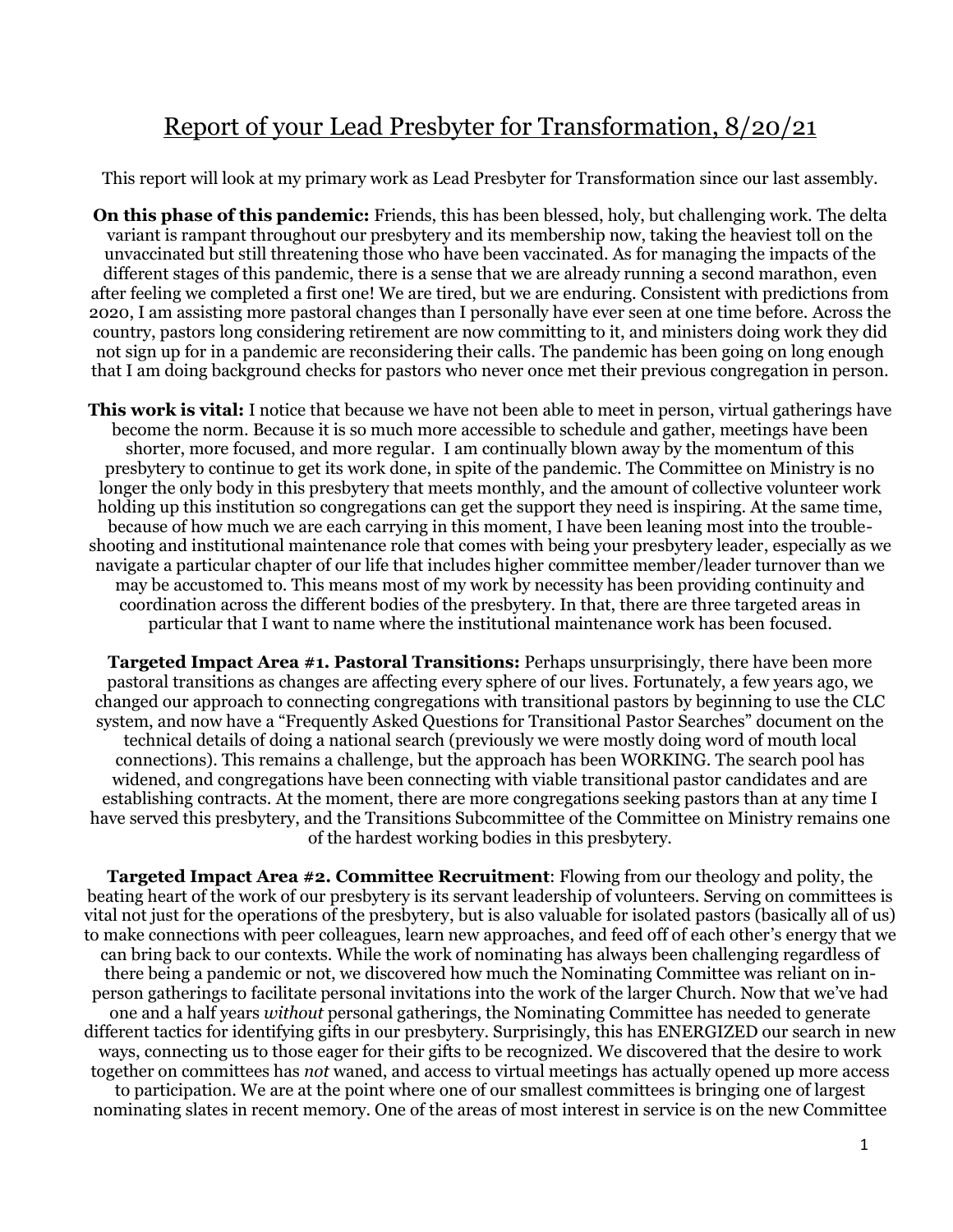# Report of your Lead Presbyter for Transformation, 8/20/21

This report will look at my primary work as Lead Presbyter for Transformation since our last assembly.

**On this phase of this pandemic:** Friends, this has been blessed, holy, but challenging work. The delta variant is rampant throughout our presbytery and its membership now, taking the heaviest toll on the unvaccinated but still threatening those who have been vaccinated. As for managing the impacts of the different stages of this pandemic, there is a sense that we are already running a second marathon, even after feeling we completed a first one! We are tired, but we are enduring. Consistent with predictions from 2020, I am assisting more pastoral changes than I personally have ever seen at one time before. Across the country, pastors long considering retirement are now committing to it, and ministers doing work they did not sign up for in a pandemic are reconsidering their calls. The pandemic has been going on long enough that I am doing background checks for pastors who never once met their previous congregation in person.

**This work is vital:** I notice that because we have not been able to meet in person, virtual gatherings have become the norm. Because it is so much more accessible to schedule and gather, meetings have been shorter, more focused, and more regular. I am continually blown away by the momentum of this presbytery to continue to get its work done, in spite of the pandemic. The Committee on Ministry is no longer the only body in this presbytery that meets monthly, and the amount of collective volunteer work holding up this institution so congregations can get the support they need is inspiring. At the same time, because of how much we are each carrying in this moment, I have been leaning most into the trouble-shooting and institutional maintenance role that comes with being your presbytery leader, especially as we navigate a particular chapter of our life that includes higher committee member/leader turnover than we may be accustomed to. This means most of my work by necessity has been providing continuity and coordination across the different bodies of the presbytery. In that, there are three targeted areas in particular that I want to name where the institutional maintenance work has been focused.

**Targeted Impact Area #1. Pastoral Transitions:** Perhaps unsurprisingly, there have been more pastoral transitions as changes are affecting every sphere of our lives. Fortunately, a few years ago, we changed our approach to connecting congregations with transitional pastors by beginning to use the CLC system, and now have a "Frequently Asked Questions for Transitional Pastor Searches" document on the technical details of doing a national search (previously we were mostly doing word of mouth local connections). This remains a challenge, but the approach has been WORKING. The search pool has widened, and congregations have been connecting with viable transitional pastor candidates and are establishing contracts. At the moment, there are more congregations seeking pastors than at any time I have served this presbytery, and the Transitions Subcommittee of the Committee on Ministry remains one of the hardest working bodies in this presbytery.

**Targeted Impact Area #2. Committee Recruitment**: Flowing from our theology and polity, the beating heart of the work of our presbytery is its servant leadership of volunteers. Serving on committees is vital not just for the operations of the presbytery, but is also valuable for isolated pastors (basically all of us) to make connections with peer colleagues, learn new approaches, and feed off of each other's energy that we can bring back to our contexts. While the work of nominating has always been challenging regardless of there being a pandemic or not, we discovered how much the Nominating Committee was reliant on in-person gatherings to facilitate personal invitations into the work of the larger Church. Now that we've had one and a half years *without* personal gatherings, the Nominating Committee has needed to generate different tactics for identifying gifts in our presbytery. Surprisingly, this has ENERGIZED our search in new ways, connecting us to those eager for their gifts to be recognized. We discovered that the desire to work together on committees has *not* waned, and access to virtual meetings has actually opened up more access to participation. We are at the point where one of our smallest committees is bringing one of largest nominating slates in recent memory. One of the areas of most interest in service is on the new Committee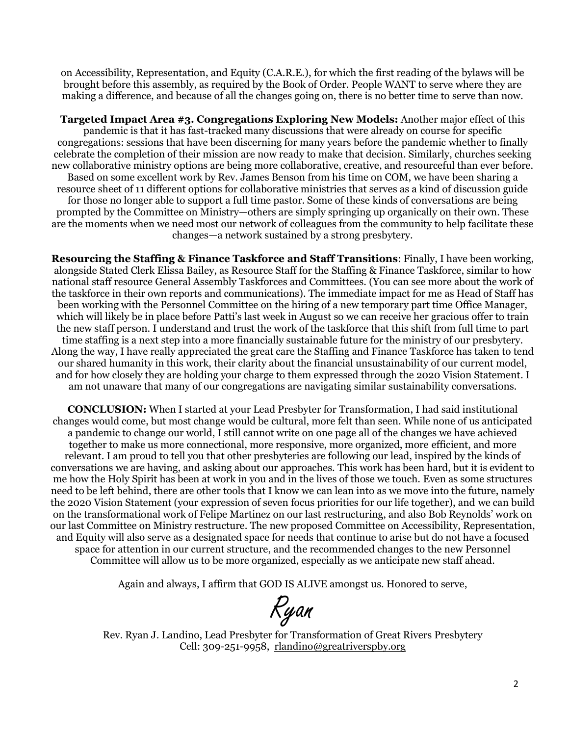on Accessibility, Representation, and Equity (C.A.R.E.), for which the first reading of the bylaws will be brought before this assembly, as required by the Book of Order. People WANT to serve where they are making a difference, and because of all the changes going on, there is no better time to serve than now.

**Targeted Impact Area #3. Congregations Exploring New Models:** Another major effect of this pandemic is that it has fast-tracked many discussions that were already on course for specific congregations: sessions that have been discerning for many years before the pandemic whether to finally celebrate the completion of their mission are now ready to make that decision. Similarly, churches seeking new collaborative ministry options are being more collaborative, creative, and resourceful than ever before. Based on some excellent work by Rev. James Benson from his time on COM, we have been sharing a resource sheet of 11 different options for collaborative ministries that serves as a kind of discussion guide for those no longer able to support a full time pastor. Some of these kinds of conversations are being prompted by the Committee on Ministry—others are simply springing up organically on their own. These are the moments when we need most our network of colleagues from the community to help facilitate these changes—a network sustained by a strong presbytery.

**Resourcing the Staffing & Finance Taskforce and Staff Transitions**: Finally, I have been working, alongside Stated Clerk Elissa Bailey, as Resource Staff for the Staffing & Finance Taskforce, similar to how national staff resource General Assembly Taskforces and Committees. (You can see more about the work of the taskforce in their own reports and communications). The immediate impact for me as Head of Staff has been working with the Personnel Committee on the hiring of a new temporary part time Office Manager, which will likely be in place before Patti's last week in August so we can receive her gracious offer to train the new staff person. I understand and trust the work of the taskforce that this shift from full time to part time staffing is a next step into a more financially sustainable future for the ministry of our presbytery. Along the way, I have really appreciated the great care the Staffing and Finance Taskforce has taken to tend our shared humanity in this work, their clarity about the financial unsustainability of our current model, and for how closely they are holding your charge to them expressed through the 2020 Vision Statement. I am not unaware that many of our congregations are navigating similar sustainability conversations.

**CONCLUSION:** When I started at your Lead Presbyter for Transformation, I had said institutional changes would come, but most change would be cultural, more felt than seen. While none of us anticipated a pandemic to change our world, I still cannot write on one page all of the changes we have achieved together to make us more connectional, more responsive, more organized, more efficient, and more relevant. I am proud to tell you that other presbyteries are following our lead, inspired by the kinds of conversations we are having, and asking about our approaches. This work has been hard, but it is evident to me how the Holy Spirit has been at work in you and in the lives of those we touch. Even as some structures need to be left behind, there are other tools that I know we can lean into as we move into the future, namely the 2020 Vision Statement (your expression of seven focus priorities for our life together), and we can build on the transformational work of Felipe Martinez on our last restructuring, and also Bob Reynolds' work on our last Committee on Ministry restructure. The new proposed Committee on Accessibility, Representation, and Equity will also serve as a designated space for needs that continue to arise but do not have a focused space for attention in our current structure, and the recommended changes to the new Personnel Committee will allow us to be more organized, especially as we anticipate new staff ahead.

Again and always, I affirm that GOD IS ALIVE amongst us. Honored to serve,

*Ryan*

Rev. Ryan J. Landino, Lead Presbyter for Transformation of Great Rivers Presbytery
Cell: 309-251-9958, rlandino@greatriverspby.org